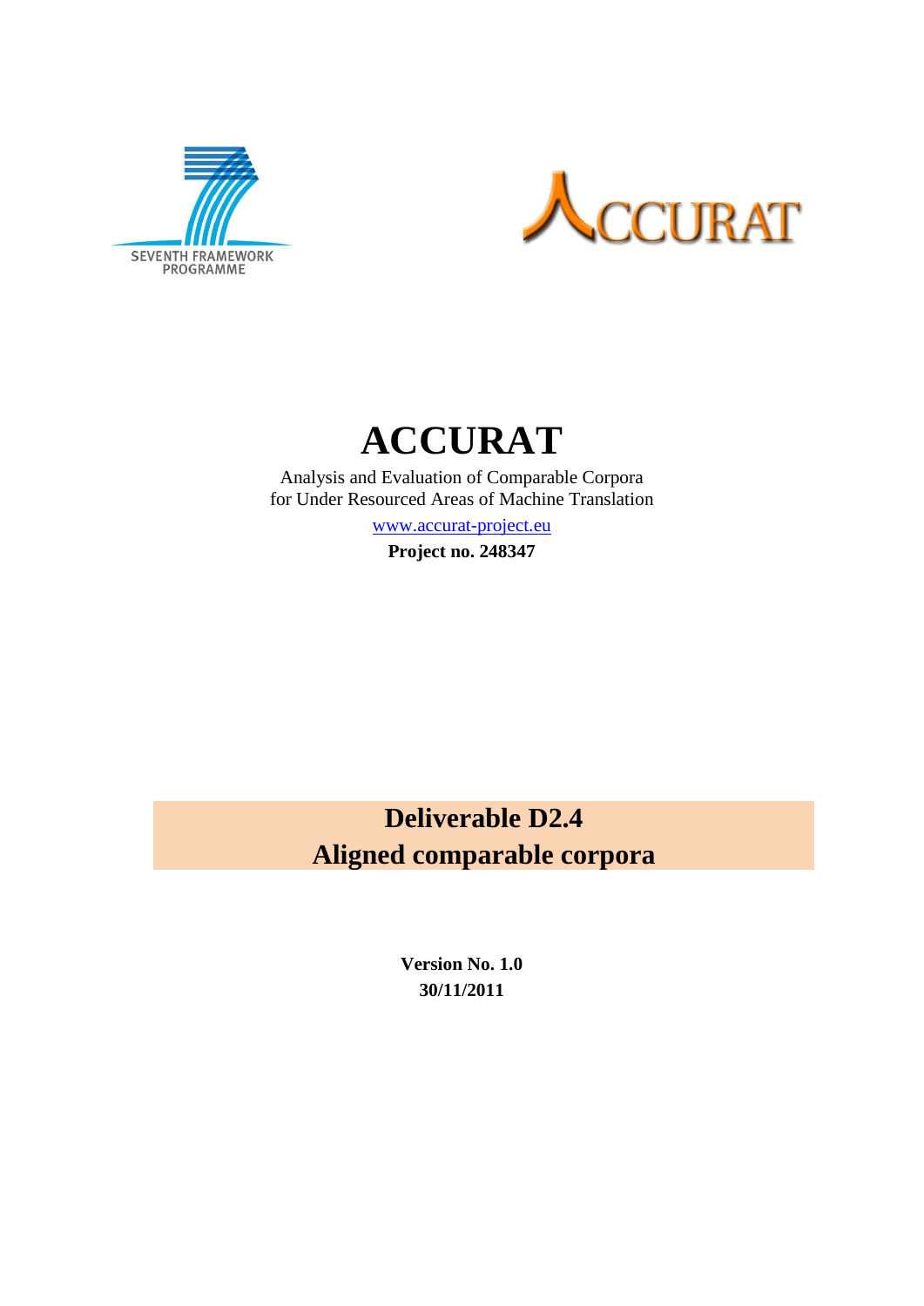# ACCURAT

Analysis and Evaluation of Comparable Corpora
for Under Resourced Areas of Machine Translation

www.accurat-project.eu

**Project no. 248347**

## Deliverable D2.4
## Aligned comparable corpora

**Version No. 1.0**
**30/11/2011**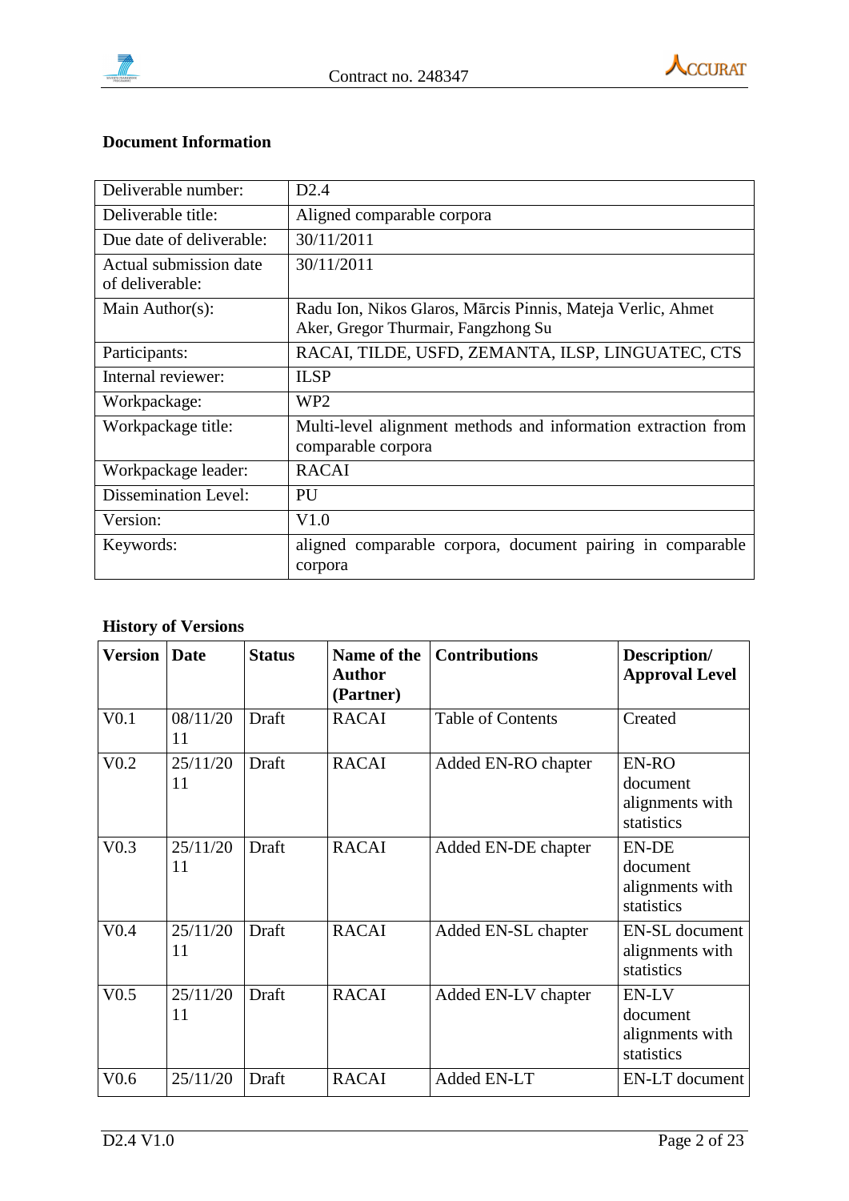**Document Information**

| | |
|---|---|
| Deliverable number: | D2.4 |
| Deliverable title: | Aligned comparable corpora |
| Due date of deliverable: | 30/11/2011 |
| Actual submission date of deliverable: | 30/11/2011 |
| Main Author(s): | Radu Ion, Nikos Glaros, Mārcis Pinnis, Mateja Verlic, Ahmet Aker, Gregor Thurmair, Fangzhong Su |
| Participants: | RACAI, TILDE, USFD, ZEMANTA, ILSP, LINGUATEC, CTS |
| Internal reviewer: | ILSP |
| Workpackage: | WP2 |
| Workpackage title: | Multi-level alignment methods and information extraction from comparable corpora |
| Workpackage leader: | RACAI |
| Dissemination Level: | PU |
| Version: | V1.0 |
| Keywords: | aligned comparable corpora, document pairing in comparable corpora |

**History of Versions**

| Version | Date | Status | Name of the Author (Partner) | Contributions | Description/ Approval Level |
|---|---|---|---|---|---|
| V0.1 | 08/11/2011 | Draft | RACAI | Table of Contents | Created |
| V0.2 | 25/11/2011 | Draft | RACAI | Added EN-RO chapter | EN-RO document alignments with statistics |
| V0.3 | 25/11/2011 | Draft | RACAI | Added EN-DE chapter | EN-DE document alignments with statistics |
| V0.4 | 25/11/2011 | Draft | RACAI | Added EN-SL chapter | EN-SL document alignments with statistics |
| V0.5 | 25/11/2011 | Draft | RACAI | Added EN-LV chapter | EN-LV document alignments with statistics |
| V0.6 | 25/11/20 | Draft | RACAI | Added EN-LT | EN-LT document |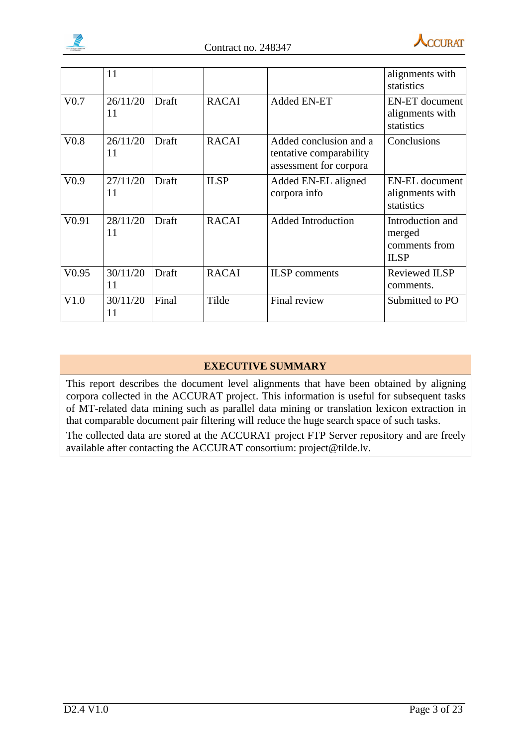| | 11 | | | | alignments with statistics |
|---|---|---|---|---|---|
| V0.7 | 26/11/2011 | Draft | RACAI | Added EN-ET | EN-ET document alignments with statistics |
| V0.8 | 26/11/2011 | Draft | RACAI | Added conclusion and a tentative comparability assessment for corpora | Conclusions |
| V0.9 | 27/11/2011 | Draft | ILSP | Added EN-EL aligned corpora info | EN-EL document alignments with statistics |
| V0.91 | 28/11/2011 | Draft | RACAI | Added Introduction | Introduction and merged comments from ILSP |
| V0.95 | 30/11/2011 | Draft | RACAI | ILSP comments | Reviewed ILSP comments. |
| V1.0 | 30/11/2011 | Final | Tilde | Final review | Submitted to PO |

## EXECUTIVE SUMMARY

This report describes the document level alignments that have been obtained by aligning corpora collected in the ACCURAT project. This information is useful for subsequent tasks of MT-related data mining such as parallel data mining or translation lexicon extraction in that comparable document pair filtering will reduce the huge search space of such tasks.

The collected data are stored at the ACCURAT project FTP Server repository and are freely available after contacting the ACCURAT consortium: project@tilde.lv.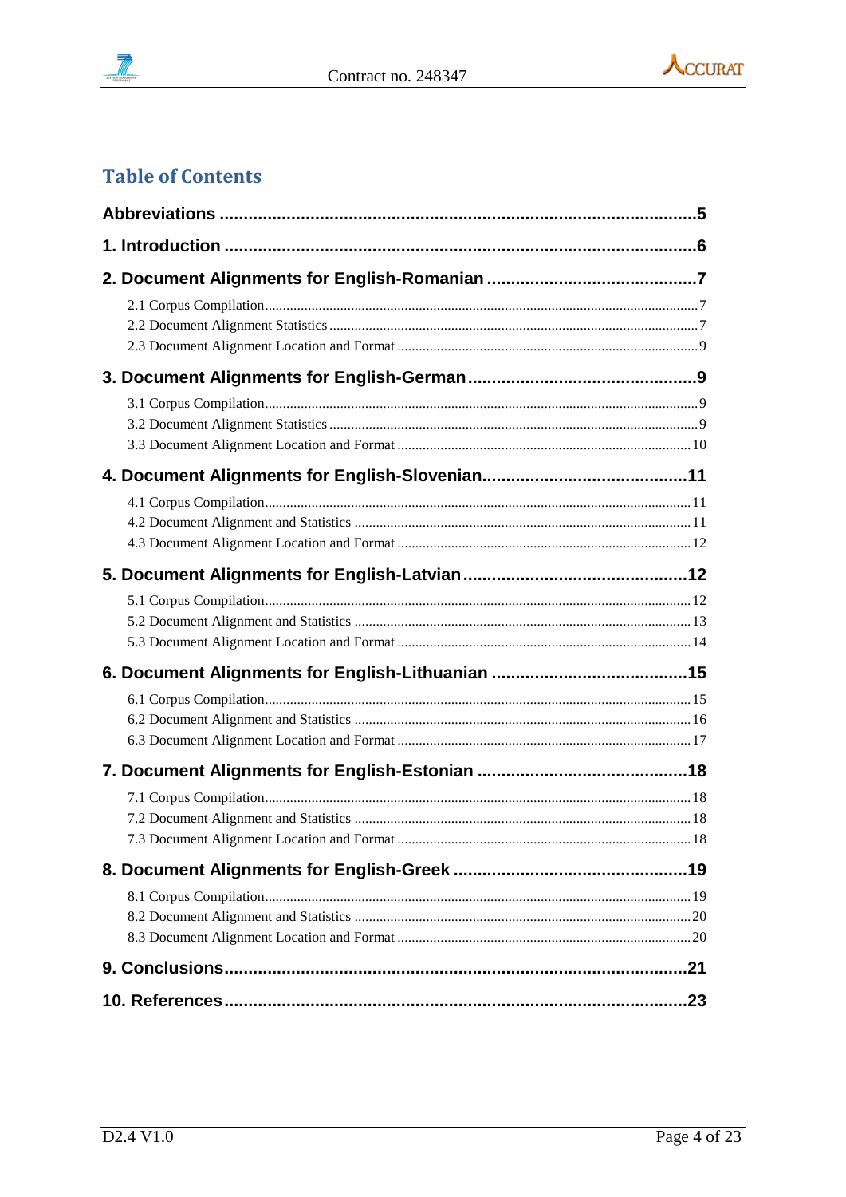# Table of Contents

**Abbreviations** ... 5

**1. Introduction** ... 6

**2. Document Alignments for English-Romanian** ... 7

- 2.1 Corpus Compilation ... 7
- 2.2 Document Alignment Statistics ... 7
- 2.3 Document Alignment Location and Format ... 9

**3. Document Alignments for English-German** ... 9

- 3.1 Corpus Compilation ... 9
- 3.2 Document Alignment Statistics ... 9
- 3.3 Document Alignment Location and Format ... 10

**4. Document Alignments for English-Slovenian** ... 11

- 4.1 Corpus Compilation ... 11
- 4.2 Document Alignment and Statistics ... 11
- 4.3 Document Alignment Location and Format ... 12

**5. Document Alignments for English-Latvian** ... 12

- 5.1 Corpus Compilation ... 12
- 5.2 Document Alignment and Statistics ... 13
- 5.3 Document Alignment Location and Format ... 14

**6. Document Alignments for English-Lithuanian** ... 15

- 6.1 Corpus Compilation ... 15
- 6.2 Document Alignment and Statistics ... 16
- 6.3 Document Alignment Location and Format ... 17

**7. Document Alignments for English-Estonian** ... 18

- 7.1 Corpus Compilation ... 18
- 7.2 Document Alignment and Statistics ... 18
- 7.3 Document Alignment Location and Format ... 18

**8. Document Alignments for English-Greek** ... 19

- 8.1 Corpus Compilation ... 19
- 8.2 Document Alignment and Statistics ... 20
- 8.3 Document Alignment Location and Format ... 20

**9. Conclusions** ... 21

**10. References** ... 23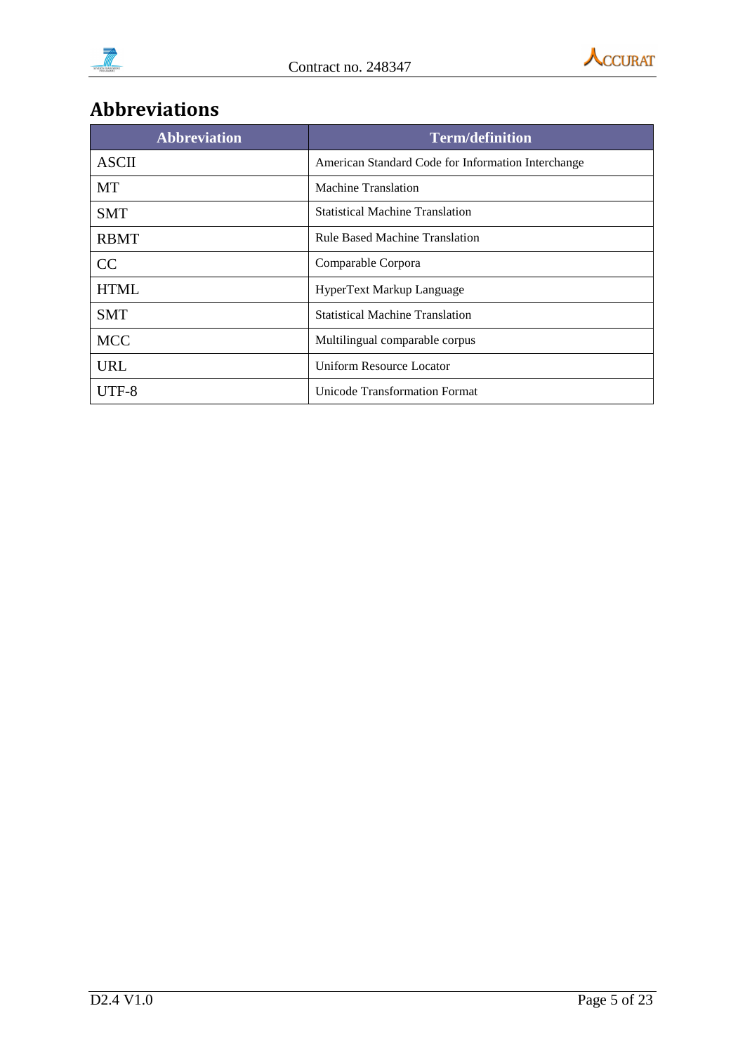# Abbreviations

| Abbreviation | Term/definition |
| --- | --- |
| ASCII | American Standard Code for Information Interchange |
| MT | Machine Translation |
| SMT | Statistical Machine Translation |
| RBMT | Rule Based Machine Translation |
| CC | Comparable Corpora |
| HTML | HyperText Markup Language |
| SMT | Statistical Machine Translation |
| MCC | Multilingual comparable corpus |
| URL | Uniform Resource Locator |
| UTF-8 | Unicode Transformation Format |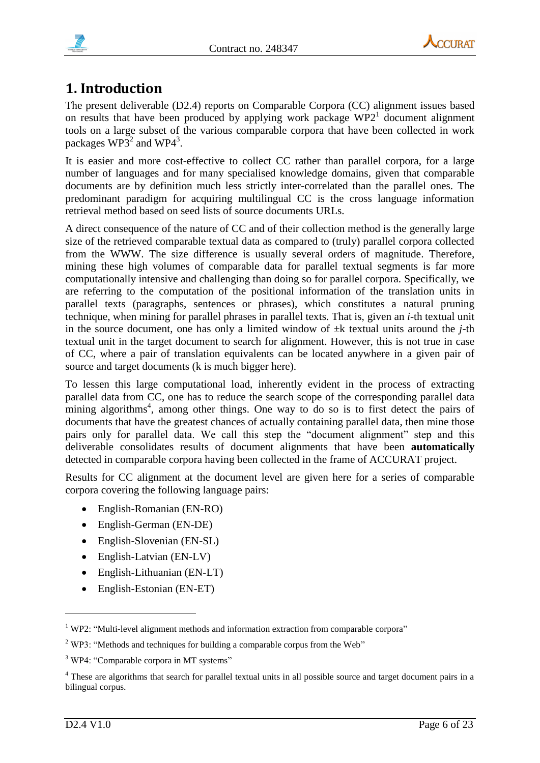# 1. Introduction

The present deliverable (D2.4) reports on Comparable Corpora (CC) alignment issues based on results that have been produced by applying work package WP2[1] document alignment tools on a large subset of the various comparable corpora that have been collected in work packages WP3[2] and WP4[3].

It is easier and more cost-effective to collect CC rather than parallel corpora, for a large number of languages and for many specialised knowledge domains, given that comparable documents are by definition much less strictly inter-correlated than the parallel ones. The predominant paradigm for acquiring multilingual CC is the cross language information retrieval method based on seed lists of source documents URLs.

A direct consequence of the nature of CC and of their collection method is the generally large size of the retrieved comparable textual data as compared to (truly) parallel corpora collected from the WWW. The size difference is usually several orders of magnitude. Therefore, mining these high volumes of comparable data for parallel textual segments is far more computationally intensive and challenging than doing so for parallel corpora. Specifically, we are referring to the computation of the positional information of the translation units in parallel texts (paragraphs, sentences or phrases), which constitutes a natural pruning technique, when mining for parallel phrases in parallel texts. That is, given an $i$-th textual unit in the source document, one has only a limited window of $\pm k$ textual units around the $j$-th textual unit in the target document to search for alignment. However, this is not true in case of CC, where a pair of translation equivalents can be located anywhere in a given pair of source and target documents (k is much bigger here).

To lessen this large computational load, inherently evident in the process of extracting parallel data from CC, one has to reduce the search scope of the corresponding parallel data mining algorithms[4], among other things. One way to do so is to first detect the pairs of documents that have the greatest chances of actually containing parallel data, then mine those pairs only for parallel data. We call this step the "document alignment" step and this deliverable consolidates results of document alignments that have been **automatically** detected in comparable corpora having been collected in the frame of ACCURAT project.

Results for CC alignment at the document level are given here for a series of comparable corpora covering the following language pairs:

- English-Romanian (EN-RO)
- English-German (EN-DE)
- English-Slovenian (EN-SL)
- English-Latvian (EN-LV)
- English-Lithuanian (EN-LT)
- English-Estonian (EN-ET)

[1] WP2: "Multi-level alignment methods and information extraction from comparable corpora"

[2] WP3: "Methods and techniques for building a comparable corpus from the Web"

[3] WP4: "Comparable corpora in MT systems"

[4] These are algorithms that search for parallel textual units in all possible source and target document pairs in a bilingual corpus.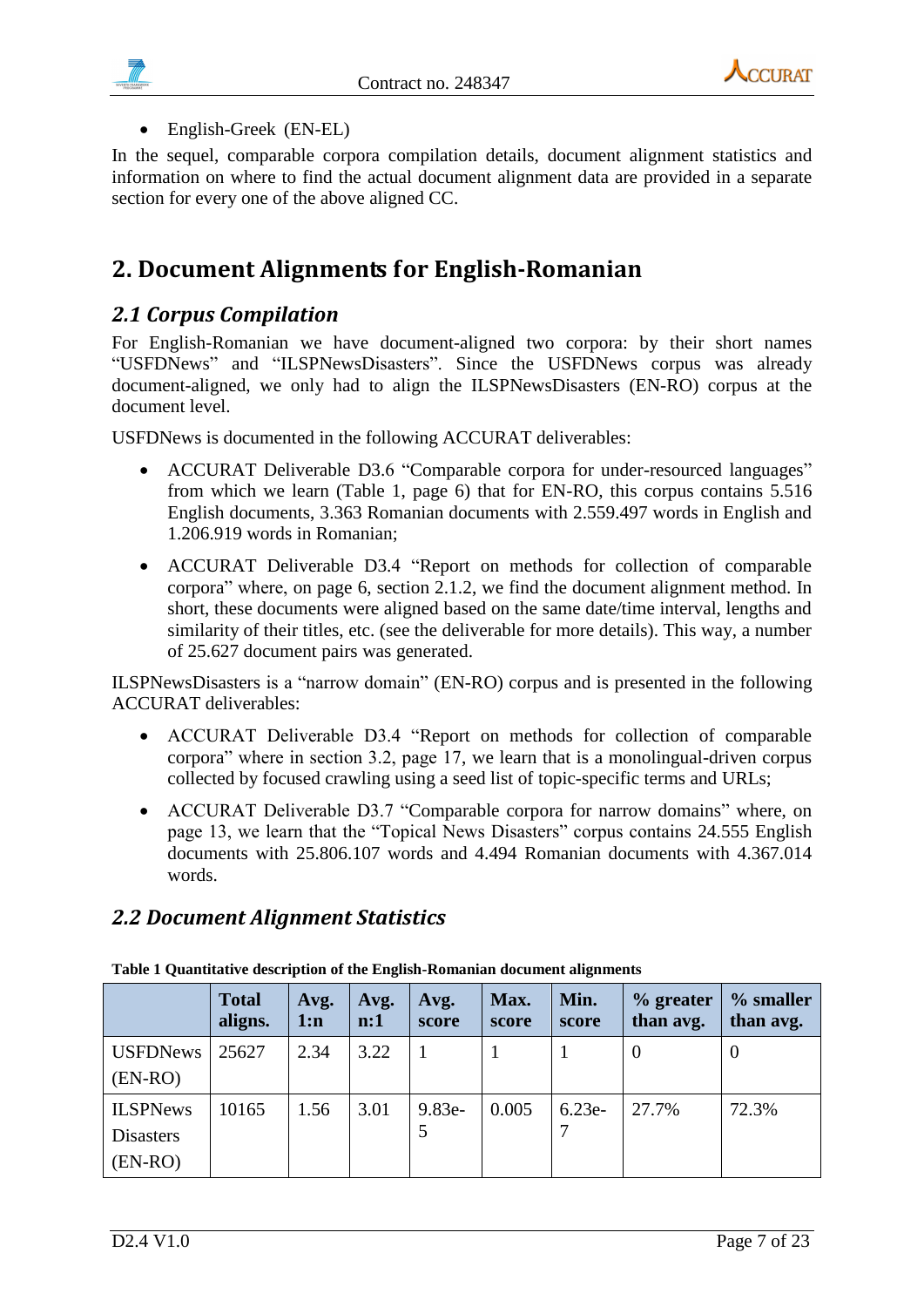- English-Greek (EN-EL)

In the sequel, comparable corpora compilation details, document alignment statistics and information on where to find the actual document alignment data are provided in a separate section for every one of the above aligned CC.

# 2. Document Alignments for English-Romanian

## *2.1 Corpus Compilation*

For English-Romanian we have document-aligned two corpora: by their short names "USFDNews" and "ILSPNewsDisasters". Since the USFDNews corpus was already document-aligned, we only had to align the ILSPNewsDisasters (EN-RO) corpus at the document level.

USFDNews is documented in the following ACCURAT deliverables:

- ACCURAT Deliverable D3.6 "Comparable corpora for under-resourced languages" from which we learn (Table 1, page 6) that for EN-RO, this corpus contains 5.516 English documents, 3.363 Romanian documents with 2.559.497 words in English and 1.206.919 words in Romanian;
- ACCURAT Deliverable D3.4 "Report on methods for collection of comparable corpora" where, on page 6, section 2.1.2, we find the document alignment method. In short, these documents were aligned based on the same date/time interval, lengths and similarity of their titles, etc. (see the deliverable for more details). This way, a number of 25.627 document pairs was generated.

ILSPNewsDisasters is a "narrow domain" (EN-RO) corpus and is presented in the following ACCURAT deliverables:

- ACCURAT Deliverable D3.4 "Report on methods for collection of comparable corpora" where in section 3.2, page 17, we learn that is a monolingual-driven corpus collected by focused crawling using a seed list of topic-specific terms and URLs;
- ACCURAT Deliverable D3.7 "Comparable corpora for narrow domains" where, on page 13, we learn that the "Topical News Disasters" corpus contains 24.555 English documents with 25.806.107 words and 4.494 Romanian documents with 4.367.014 words.

## *2.2 Document Alignment Statistics*

**Table 1 Quantitative description of the English-Romanian document alignments**

| | Total aligns. | Avg. 1:n | Avg. n:1 | Avg. score | Max. score | Min. score | % greater than avg. | % smaller than avg. |
|---|---|---|---|---|---|---|---|---|
| USFDNews (EN-RO) | 25627 | 2.34 | 3.22 | 1 | 1 | 1 | 0 | 0 |
| ILSPNews Disasters (EN-RO) | 10165 | 1.56 | 3.01 | 9.83e-5 | 0.005 | 6.23e-7 | 27.7% | 72.3% |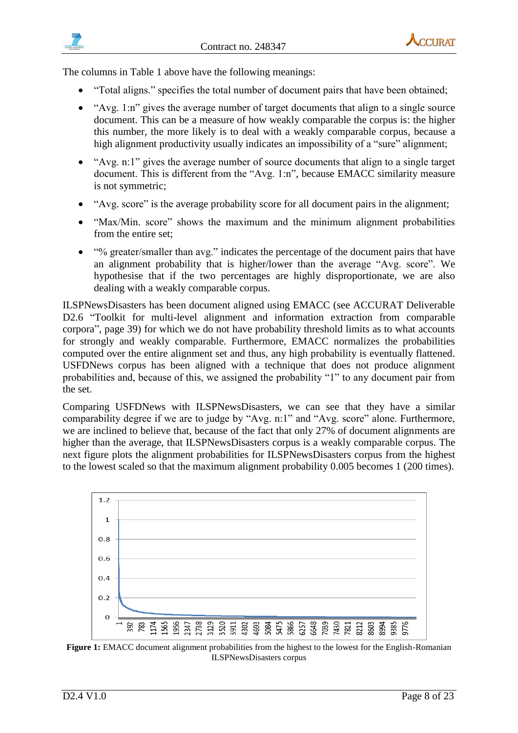The columns in Table 1 above have the following meanings:

- "Total aligns." specifies the total number of document pairs that have been obtained;
- "Avg. 1:n" gives the average number of target documents that align to a single source document. This can be a measure of how weakly comparable the corpus is: the higher this number, the more likely is to deal with a weakly comparable corpus, because a high alignment productivity usually indicates an impossibility of a "sure" alignment;
- "Avg. n:1" gives the average number of source documents that align to a single target document. This is different from the "Avg. 1:n", because EMACC similarity measure is not symmetric;
- "Avg. score" is the average probability score for all document pairs in the alignment;
- "Max/Min. score" shows the maximum and the minimum alignment probabilities from the entire set;
- "% greater/smaller than avg." indicates the percentage of the document pairs that have an alignment probability that is higher/lower than the average "Avg. score". We hypothesise that if the two percentages are highly disproportionate, we are also dealing with a weakly comparable corpus.

ILSPNewsDisasters has been document aligned using EMACC (see ACCURAT Deliverable D2.6 "Toolkit for multi-level alignment and information extraction from comparable corpora", page 39) for which we do not have probability threshold limits as to what accounts for strongly and weakly comparable. Furthermore, EMACC normalizes the probabilities computed over the entire alignment set and thus, any high probability is eventually flattened. USFDNews corpus has been aligned with a technique that does not produce alignment probabilities and, because of this, we assigned the probability "1" to any document pair from the set.

Comparing USFDNews with ILSPNewsDisasters, we can see that they have a similar comparability degree if we are to judge by "Avg. n:1" and "Avg. score" alone. Furthermore, we are inclined to believe that, because of the fact that only 27% of document alignments are higher than the average, that ILSPNewsDisasters corpus is a weakly comparable corpus. The next figure plots the alignment probabilities for ILSPNewsDisasters corpus from the highest to the lowest scaled so that the maximum alignment probability 0.005 becomes 1 (200 times).

**Figure 1:** EMACC document alignment probabilities from the highest to the lowest for the English-Romanian ILSPNewsDisasters corpus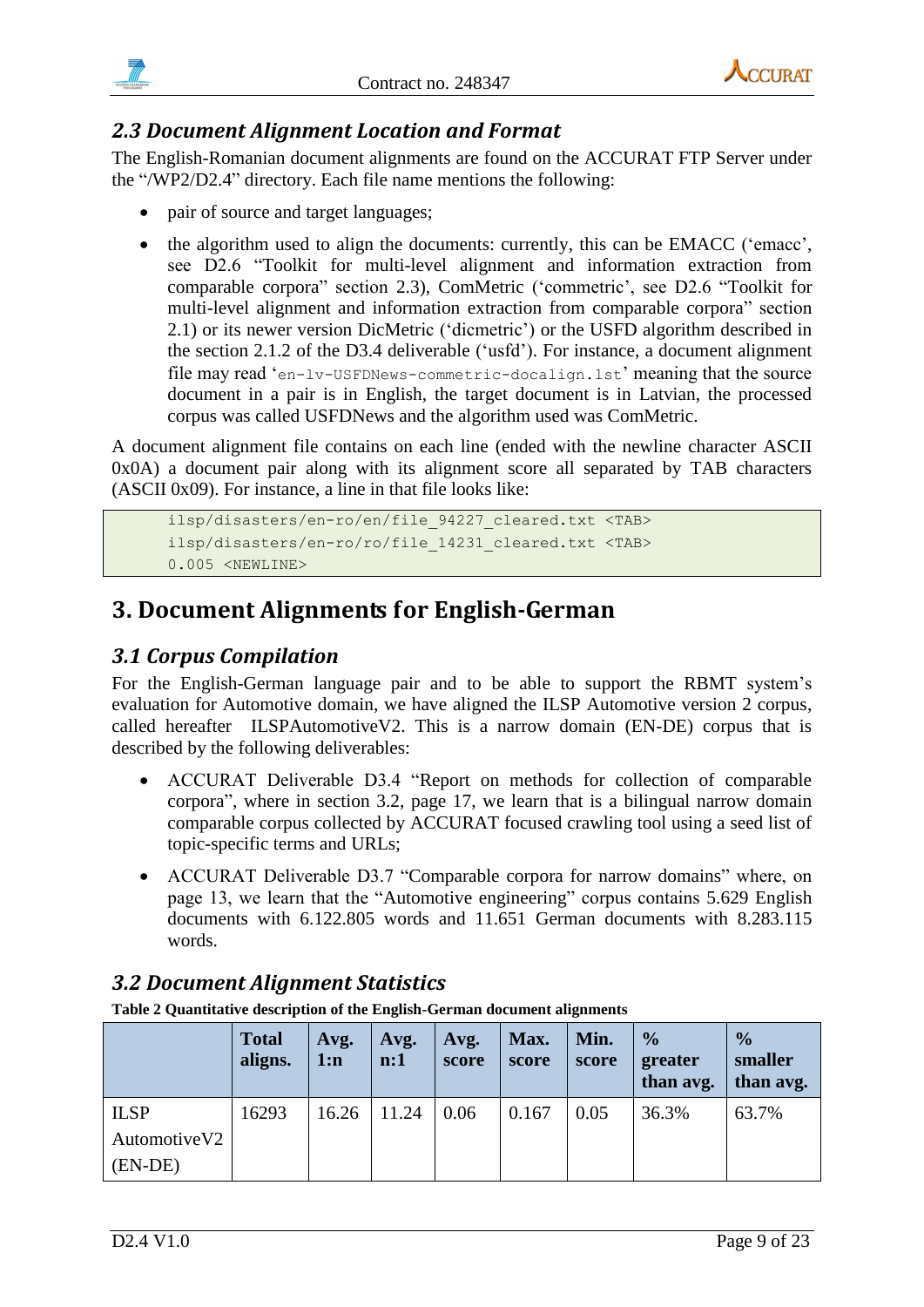### 2.3 Document Alignment Location and Format

The English-Romanian document alignments are found on the ACCURAT FTP Server under the "/WP2/D2.4" directory. Each file name mentions the following:

- pair of source and target languages;
- the algorithm used to align the documents: currently, this can be EMACC ('emacc', see D2.6 "Toolkit for multi-level alignment and information extraction from comparable corpora" section 2.3), ComMetric ('commetric', see D2.6 "Toolkit for multi-level alignment and information extraction from comparable corpora" section 2.1) or its newer version DicMetric ('dicmetric') or the USFD algorithm described in the section 2.1.2 of the D3.4 deliverable ('usfd'). For instance, a document alignment file may read 'en-lv-USFDNews-commetric-docalign.lst' meaning that the source document in a pair is in English, the target document is in Latvian, the processed corpus was called USFDNews and the algorithm used was ComMetric.

A document alignment file contains on each line (ended with the newline character ASCII 0x0A) a document pair along with its alignment score all separated by TAB characters (ASCII 0x09). For instance, a line in that file looks like:

```
ilsp/disasters/en-ro/en/file_94227_cleared.txt <TAB>
ilsp/disasters/en-ro/ro/file_14231_cleared.txt <TAB>
0.005 <NEWLINE>
```

# 3. Document Alignments for English-German

### 3.1 Corpus Compilation

For the English-German language pair and to be able to support the RBMT system's evaluation for Automotive domain, we have aligned the ILSP Automotive version 2 corpus, called hereafter ILSPAutomotiveV2. This is a narrow domain (EN-DE) corpus that is described by the following deliverables:

- ACCURAT Deliverable D3.4 "Report on methods for collection of comparable corpora", where in section 3.2, page 17, we learn that is a bilingual narrow domain comparable corpus collected by ACCURAT focused crawling tool using a seed list of topic-specific terms and URLs;
- ACCURAT Deliverable D3.7 "Comparable corpora for narrow domains" where, on page 13, we learn that the "Automotive engineering" corpus contains 5.629 English documents with 6.122.805 words and 11.651 German documents with 8.283.115 words.

### 3.2 Document Alignment Statistics

**Table 2 Quantitative description of the English-German document alignments**

| | Total aligns. | Avg. 1:n | Avg. n:1 | Avg. score | Max. score | Min. score | % greater than avg. | % smaller than avg. |
|---|---|---|---|---|---|---|---|---|
| ILSP AutomotiveV2 (EN-DE) | 16293 | 16.26 | 11.24 | 0.06 | 0.167 | 0.05 | 36.3% | 63.7% |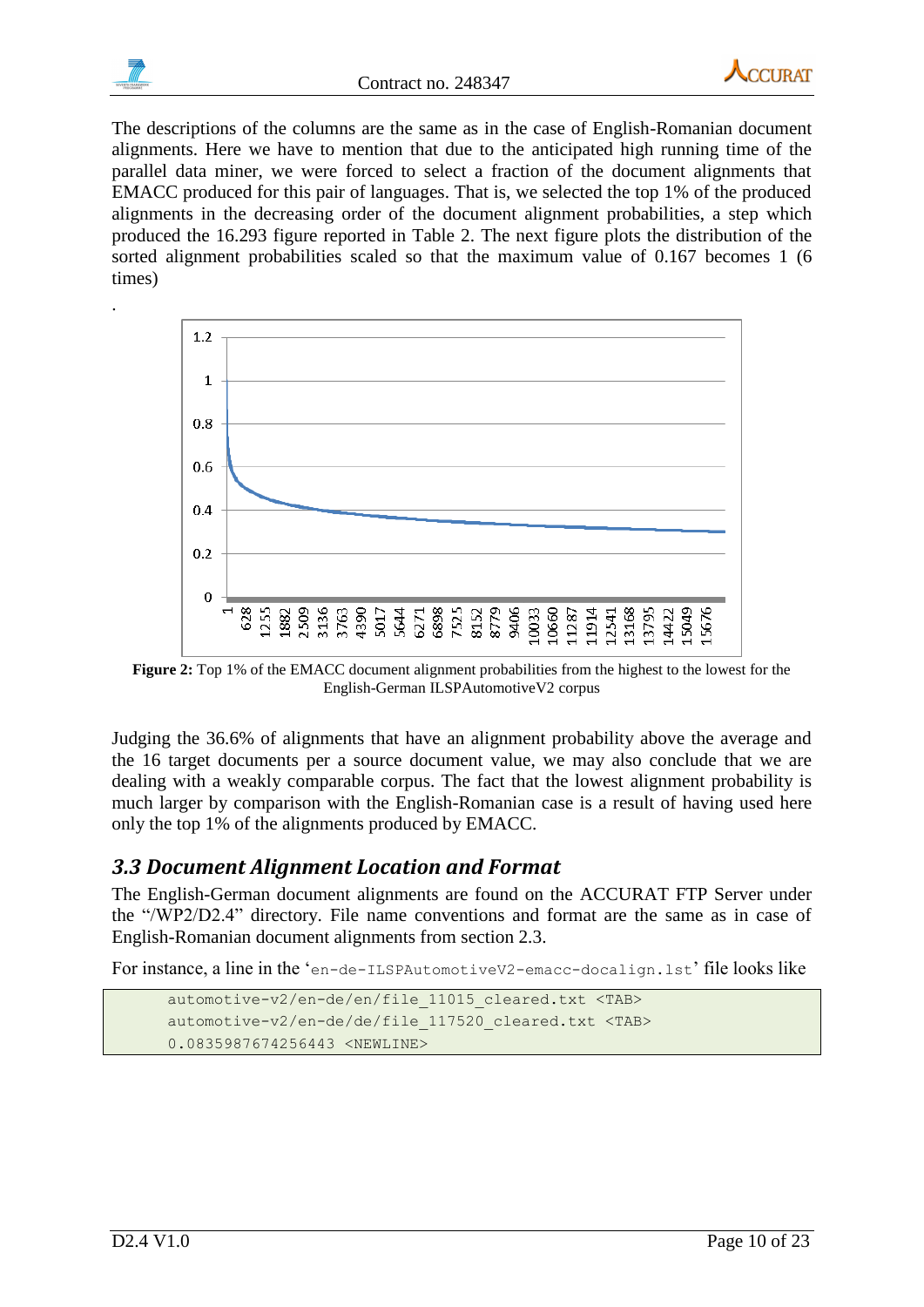The descriptions of the columns are the same as in the case of English-Romanian document alignments. Here we have to mention that due to the anticipated high running time of the parallel data miner, we were forced to select a fraction of the document alignments that EMACC produced for this pair of languages. That is, we selected the top 1% of the produced alignments in the decreasing order of the document alignment probabilities, a step which produced the 16.293 figure reported in Table 2. The next figure plots the distribution of the sorted alignment probabilities scaled so that the maximum value of 0.167 becomes 1 (6 times)

.

**Figure 2:** Top 1% of the EMACC document alignment probabilities from the highest to the lowest for the English-German ILSPAutomotiveV2 corpus

Judging the 36.6% of alignments that have an alignment probability above the average and the 16 target documents per a source document value, we may also conclude that we are dealing with a weakly comparable corpus. The fact that the lowest alignment probability is much larger by comparison with the English-Romanian case is a result of having used here only the top 1% of the alignments produced by EMACC.

## *3.3 Document Alignment Location and Format*

The English-German document alignments are found on the ACCURAT FTP Server under the "/WP2/D2.4" directory. File name conventions and format are the same as in case of English-Romanian document alignments from section 2.3.

For instance, a line in the '`en-de-ILSPAutomotiveV2-emacc-docalign.lst`' file looks like

```
automotive-v2/en-de/en/file_11015_cleared.txt <TAB>
automotive-v2/en-de/de/file_117520_cleared.txt <TAB>
0.0835987674256443 <NEWLINE>
```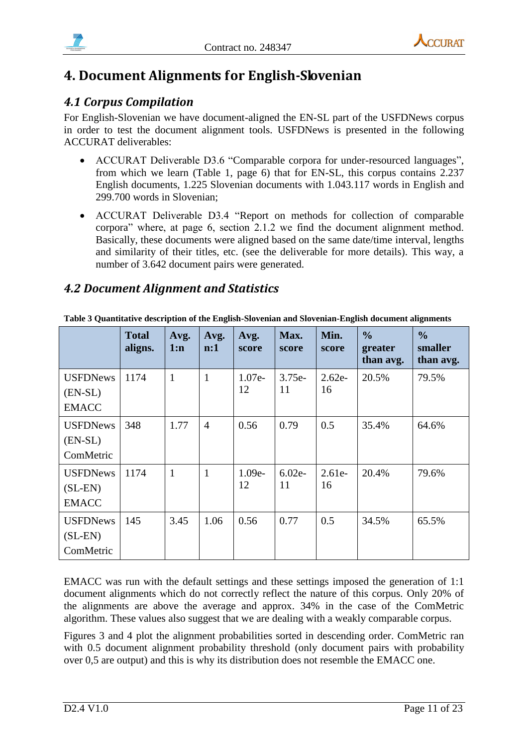# 4. Document Alignments for English-Slovenian

## *4.1 Corpus Compilation*

For English-Slovenian we have document-aligned the EN-SL part of the USFDNews corpus in order to test the document alignment tools. USFDNews is presented in the following ACCURAT deliverables:

- ACCURAT Deliverable D3.6 "Comparable corpora for under-resourced languages", from which we learn (Table 1, page 6) that for EN-SL, this corpus contains 2.237 English documents, 1.225 Slovenian documents with 1.043.117 words in English and 299.700 words in Slovenian;
- ACCURAT Deliverable D3.4 "Report on methods for collection of comparable corpora" where, at page 6, section 2.1.2 we find the document alignment method. Basically, these documents were aligned based on the same date/time interval, lengths and similarity of their titles, etc. (see the deliverable for more details). This way, a number of 3.642 document pairs were generated.

## *4.2 Document Alignment and Statistics*

**Table 3 Quantitative description of the English-Slovenian and Slovenian-English document alignments**

| | **Total aligns.** | **Avg. 1:n** | **Avg. n:1** | **Avg. score** | **Max. score** | **Min. score** | **% greater than avg.** | **% smaller than avg.** |
|---|---|---|---|---|---|---|---|---|
| USFDNews (EN-SL) EMACC | 1174 | 1 | 1 | 1.07e-12 | 3.75e-11 | 2.62e-16 | 20.5% | 79.5% |
| USFDNews (EN-SL) ComMetric | 348 | 1.77 | 4 | 0.56 | 0.79 | 0.5 | 35.4% | 64.6% |
| USFDNews (SL-EN) EMACC | 1174 | 1 | 1 | 1.09e-12 | 6.02e-11 | 2.61e-16 | 20.4% | 79.6% |
| USFDNews (SL-EN) ComMetric | 145 | 3.45 | 1.06 | 0.56 | 0.77 | 0.5 | 34.5% | 65.5% |

EMACC was run with the default settings and these settings imposed the generation of 1:1 document alignments which do not correctly reflect the nature of this corpus. Only 20% of the alignments are above the average and approx. 34% in the case of the ComMetric algorithm. These values also suggest that we are dealing with a weakly comparable corpus.

Figures 3 and 4 plot the alignment probabilities sorted in descending order. ComMetric ran with 0.5 document alignment probability threshold (only document pairs with probability over 0,5 are output) and this is why its distribution does not resemble the EMACC one.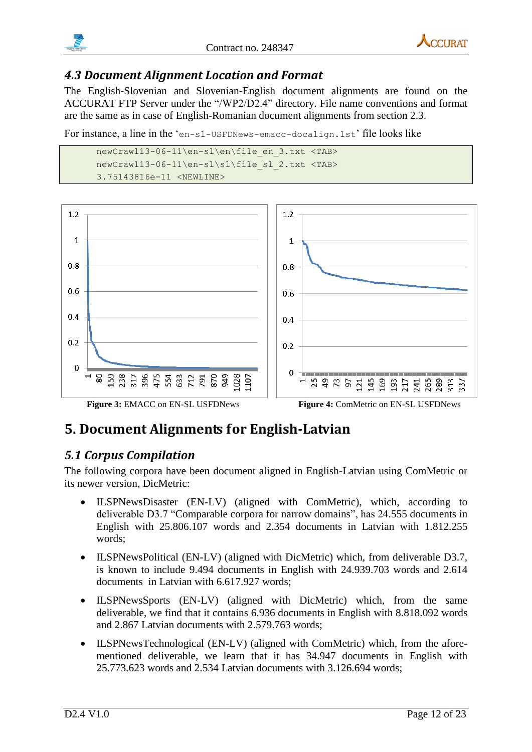### 4.3 Document Alignment Location and Format

The English-Slovenian and Slovenian-English document alignments are found on the ACCURAT FTP Server under the "/WP2/D2.4" directory. File name conventions and format are the same as in case of English-Romanian document alignments from section 2.3.

For instance, a line in the '`en-sl-USFDNews-emacc-docalign.lst`' file looks like

```
newCrawl13-06-11\en-sl\en\file_en_3.txt <TAB>
newCrawl13-06-11\en-sl\sl\file_sl_2.txt <TAB>
3.75143816e-11 <NEWLINE>
```

**Figure 3:** EMACC on EN-SL USFDNews

**Figure 4:** ComMetric on EN-SL USFDNews

## 5. Document Alignments for English-Latvian

### 5.1 Corpus Compilation

The following corpora have been document aligned in English-Latvian using ComMetric or its newer version, DicMetric:

- ILSPNewsDisaster (EN-LV) (aligned with ComMetric), which, according to deliverable D3.7 "Comparable corpora for narrow domains", has 24.555 documents in English with 25.806.107 words and 2.354 documents in Latvian with 1.812.255 words;
- ILSPNewsPolitical (EN-LV) (aligned with DicMetric) which, from deliverable D3.7, is known to include 9.494 documents in English with 24.939.703 words and 2.614 documents in Latvian with 6.617.927 words;
- ILSPNewsSports (EN-LV) (aligned with DicMetric) which, from the same deliverable, we find that it contains 6.936 documents in English with 8.818.092 words and 2.867 Latvian documents with 2.579.763 words;
- ILSPNewsTechnological (EN-LV) (aligned with ComMetric) which, from the afore-mentioned deliverable, we learn that it has 34.947 documents in English with 25.773.623 words and 2.534 Latvian documents with 3.126.694 words;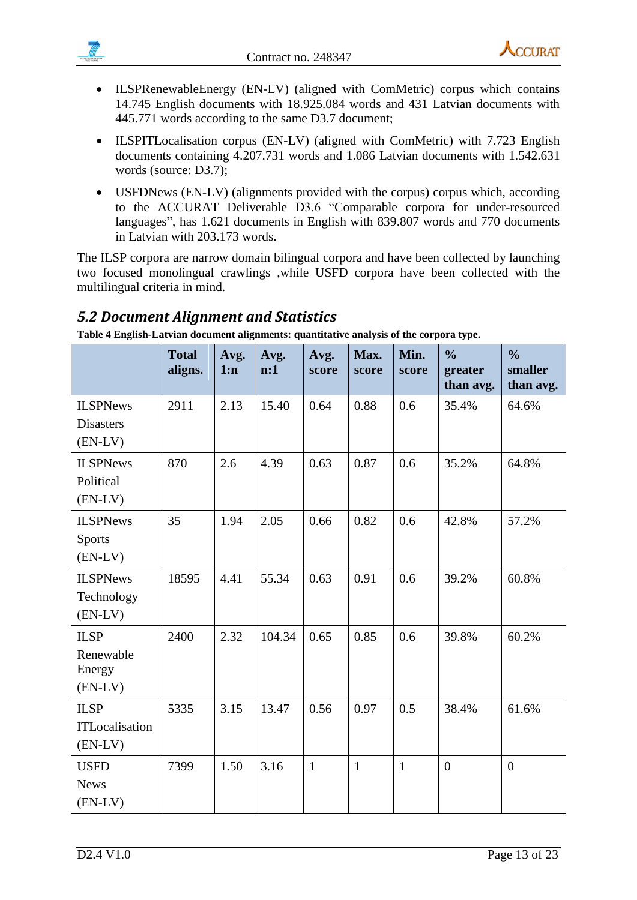- ILSPRenewableEnergy (EN-LV) (aligned with ComMetric) corpus which contains 14.745 English documents with 18.925.084 words and 431 Latvian documents with 445.771 words according to the same D3.7 document;
- ILSPITLocalisation corpus (EN-LV) (aligned with ComMetric) with 7.723 English documents containing 4.207.731 words and 1.086 Latvian documents with 1.542.631 words (source: D3.7);
- USFDNews (EN-LV) (alignments provided with the corpus) corpus which, according to the ACCURAT Deliverable D3.6 "Comparable corpora for under-resourced languages", has 1.621 documents in English with 839.807 words and 770 documents in Latvian with 203.173 words.

The ILSP corpora are narrow domain bilingual corpora and have been collected by launching two focused monolingual crawlings ,while USFD corpora have been collected with the multilingual criteria in mind.

## *5.2 Document Alignment and Statistics*

**Table 4 English-Latvian document alignments: quantitative analysis of the corpora type.**

| | **Total aligns.** | **Avg. 1:n** | **Avg. n:1** | **Avg. score** | **Max. score** | **Min. score** | **% greater than avg.** | **% smaller than avg.** |
|---|---|---|---|---|---|---|---|---|
| ILSPNews Disasters (EN-LV) | 2911 | 2.13 | 15.40 | 0.64 | 0.88 | 0.6 | 35.4% | 64.6% |
| ILSPNews Political (EN-LV) | 870 | 2.6 | 4.39 | 0.63 | 0.87 | 0.6 | 35.2% | 64.8% |
| ILSPNews Sports (EN-LV) | 35 | 1.94 | 2.05 | 0.66 | 0.82 | 0.6 | 42.8% | 57.2% |
| ILSPNews Technology (EN-LV) | 18595 | 4.41 | 55.34 | 0.63 | 0.91 | 0.6 | 39.2% | 60.8% |
| ILSP Renewable Energy (EN-LV) | 2400 | 2.32 | 104.34 | 0.65 | 0.85 | 0.6 | 39.8% | 60.2% |
| ILSP ITLocalisation (EN-LV) | 5335 | 3.15 | 13.47 | 0.56 | 0.97 | 0.5 | 38.4% | 61.6% |
| USFD News (EN-LV) | 7399 | 1.50 | 3.16 | 1 | 1 | 1 | 0 | 0 |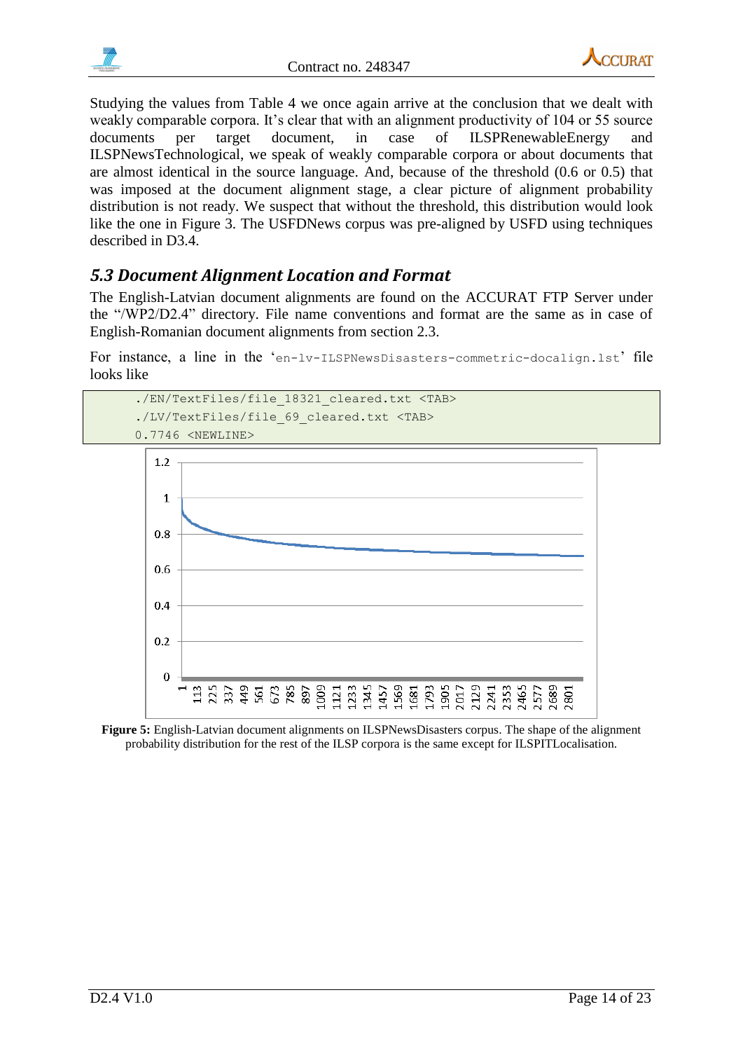Studying the values from Table 4 we once again arrive at the conclusion that we dealt with weakly comparable corpora. It's clear that with an alignment productivity of 104 or 55 source documents per target document, in case of ILSPRenewableEnergy and ILSPNewsTechnological, we speak of weakly comparable corpora or about documents that are almost identical in the source language. And, because of the threshold (0.6 or 0.5) that was imposed at the document alignment stage, a clear picture of alignment probability distribution is not ready. We suspect that without the threshold, this distribution would look like the one in Figure 3. The USFDNews corpus was pre-aligned by USFD using techniques described in D3.4.

## 5.3 Document Alignment Location and Format

The English-Latvian document alignments are found on the ACCURAT FTP Server under the "/WP2/D2.4" directory. File name conventions and format are the same as in case of English-Romanian document alignments from section 2.3.

For instance, a line in the '`en-lv-ILSPNewsDisasters-commetric-docalign.lst`' file looks like

```
./EN/TextFiles/file_18321_cleared.txt <TAB>
./LV/TextFiles/file_69_cleared.txt <TAB>
0.7746 <NEWLINE>
```

**Figure 5:** English-Latvian document alignments on ILSPNewsDisasters corpus. The shape of the alignment probability distribution for the rest of the ILSP corpora is the same except for ILSPITLocalisation.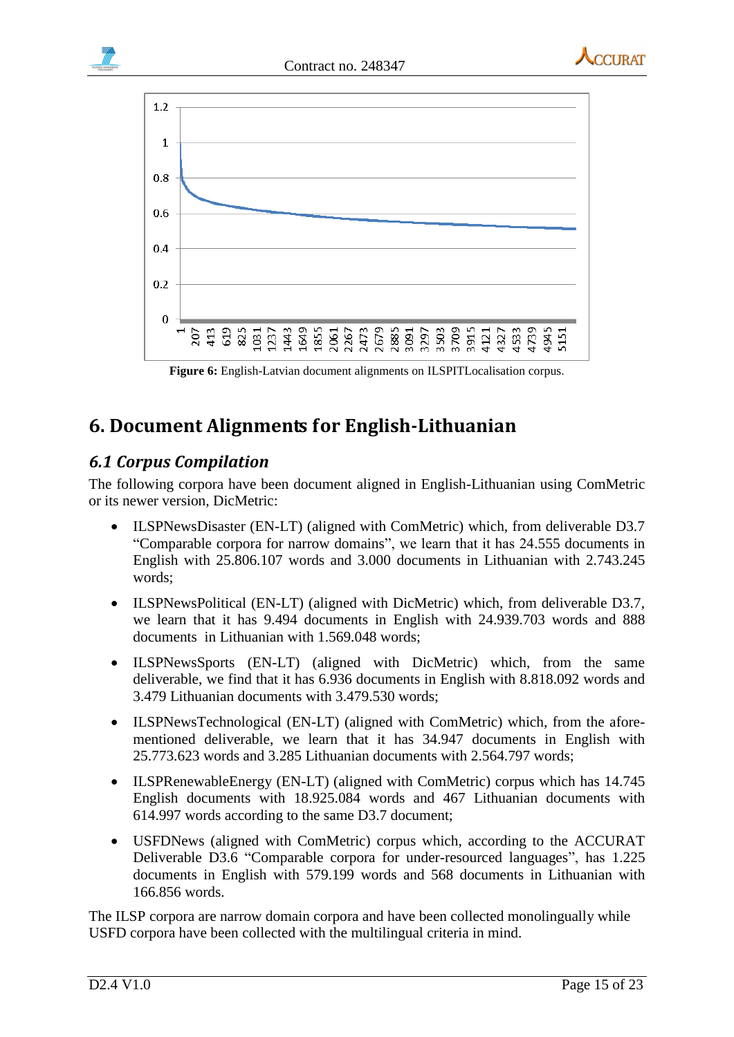**Figure 6:** English-Latvian document alignments on ILSPITLocalisation corpus.

# 6. Document Alignments for English-Lithuanian

## *6.1 Corpus Compilation*

The following corpora have been document aligned in English-Lithuanian using ComMetric or its newer version, DicMetric:

- ILSPNewsDisaster (EN-LT) (aligned with ComMetric) which, from deliverable D3.7 "Comparable corpora for narrow domains", we learn that it has 24.555 documents in English with 25.806.107 words and 3.000 documents in Lithuanian with 2.743.245 words;
- ILSPNewsPolitical (EN-LT) (aligned with DicMetric) which, from deliverable D3.7, we learn that it has 9.494 documents in English with 24.939.703 words and 888 documents in Lithuanian with 1.569.048 words;
- ILSPNewsSports (EN-LT) (aligned with DicMetric) which, from the same deliverable, we find that it has 6.936 documents in English with 8.818.092 words and 3.479 Lithuanian documents with 3.479.530 words;
- ILSPNewsTechnological (EN-LT) (aligned with ComMetric) which, from the afore-mentioned deliverable, we learn that it has 34.947 documents in English with 25.773.623 words and 3.285 Lithuanian documents with 2.564.797 words;
- ILSPRenewableEnergy (EN-LT) (aligned with ComMetric) corpus which has 14.745 English documents with 18.925.084 words and 467 Lithuanian documents with 614.997 words according to the same D3.7 document;
- USFDNews (aligned with ComMetric) corpus which, according to the ACCURAT Deliverable D3.6 "Comparable corpora for under-resourced languages", has 1.225 documents in English with 579.199 words and 568 documents in Lithuanian with 166.856 words.

The ILSP corpora are narrow domain corpora and have been collected monolingually while USFD corpora have been collected with the multilingual criteria in mind.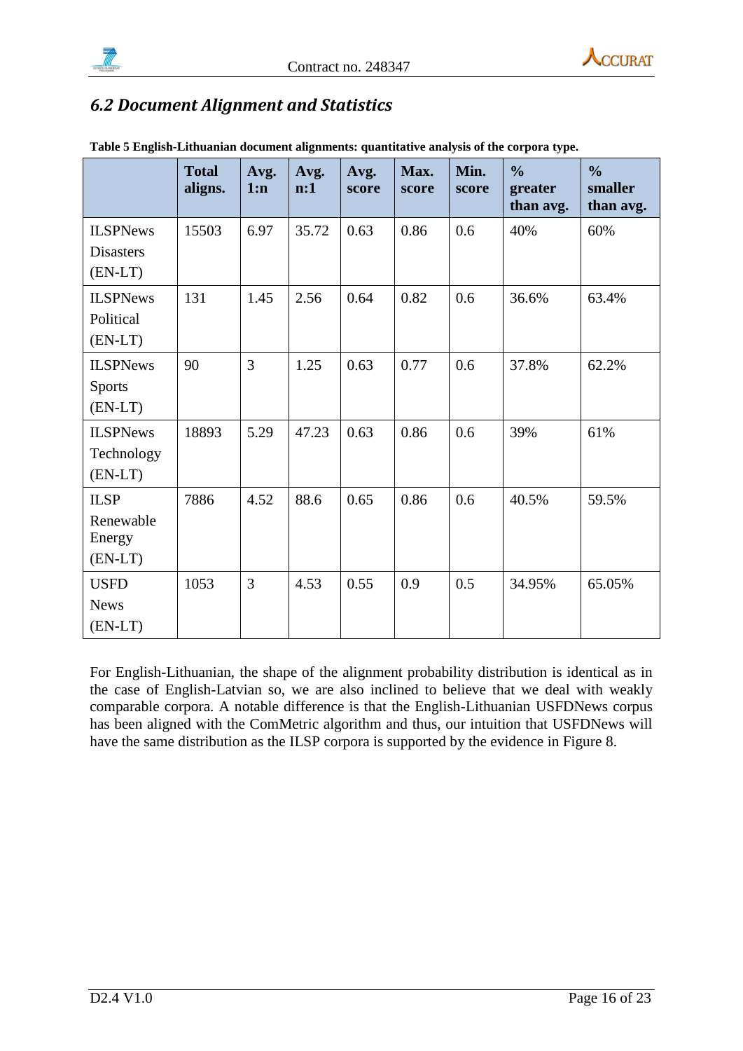## *6.2 Document Alignment and Statistics*

**Table 5 English-Lithuanian document alignments: quantitative analysis of the corpora type.**

| | **Total aligns.** | **Avg. 1:n** | **Avg. n:1** | **Avg. score** | **Max. score** | **Min. score** | **% greater than avg.** | **% smaller than avg.** |
|---|---|---|---|---|---|---|---|---|
| ILSPNews Disasters (EN-LT) | 15503 | 6.97 | 35.72 | 0.63 | 0.86 | 0.6 | 40% | 60% |
| ILSPNews Political (EN-LT) | 131 | 1.45 | 2.56 | 0.64 | 0.82 | 0.6 | 36.6% | 63.4% |
| ILSPNews Sports (EN-LT) | 90 | 3 | 1.25 | 0.63 | 0.77 | 0.6 | 37.8% | 62.2% |
| ILSPNews Technology (EN-LT) | 18893 | 5.29 | 47.23 | 0.63 | 0.86 | 0.6 | 39% | 61% |
| ILSP Renewable Energy (EN-LT) | 7886 | 4.52 | 88.6 | 0.65 | 0.86 | 0.6 | 40.5% | 59.5% |
| USFD News (EN-LT) | 1053 | 3 | 4.53 | 0.55 | 0.9 | 0.5 | 34.95% | 65.05% |

For English-Lithuanian, the shape of the alignment probability distribution is identical as in the case of English-Latvian so, we are also inclined to believe that we deal with weakly comparable corpora. A notable difference is that the English-Lithuanian USFDNews corpus has been aligned with the ComMetric algorithm and thus, our intuition that USFDNews will have the same distribution as the ILSP corpora is supported by the evidence in Figure 8.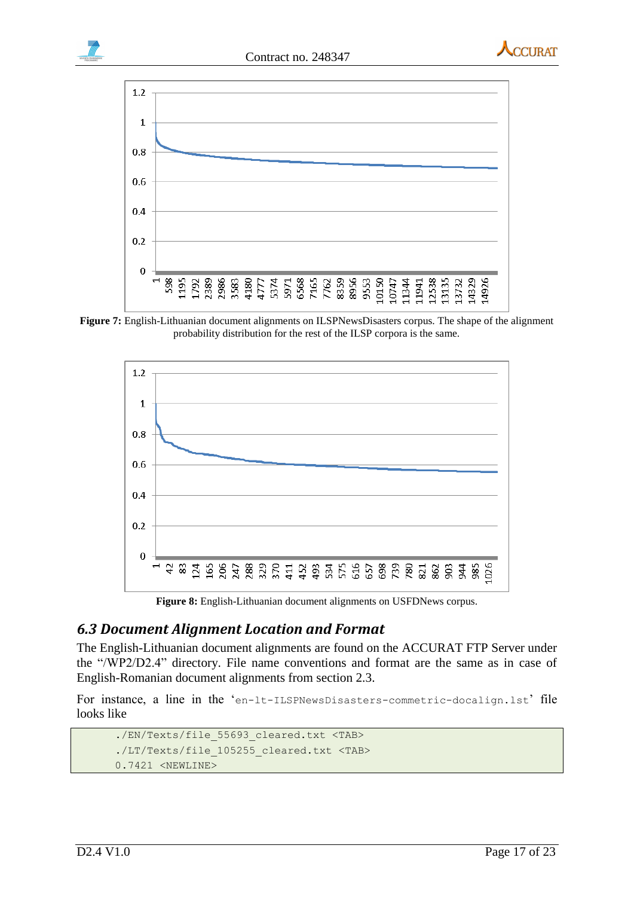**Figure 7:** English-Lithuanian document alignments on ILSPNewsDisasters corpus. The shape of the alignment probability distribution for the rest of the ILSP corpora is the same.

**Figure 8:** English-Lithuanian document alignments on USFDNews corpus.

## *6.3 Document Alignment Location and Format*

The English-Lithuanian document alignments are found on the ACCURAT FTP Server under the "/WP2/D2.4" directory. File name conventions and format are the same as in case of English-Romanian document alignments from section 2.3.

For instance, a line in the '`en-lt-ILSPNewsDisasters-commetric-docalign.lst`' file looks like

```
./EN/Texts/file_55693_cleared.txt <TAB>
./LT/Texts/file_105255_cleared.txt <TAB>
0.7421 <NEWLINE>
```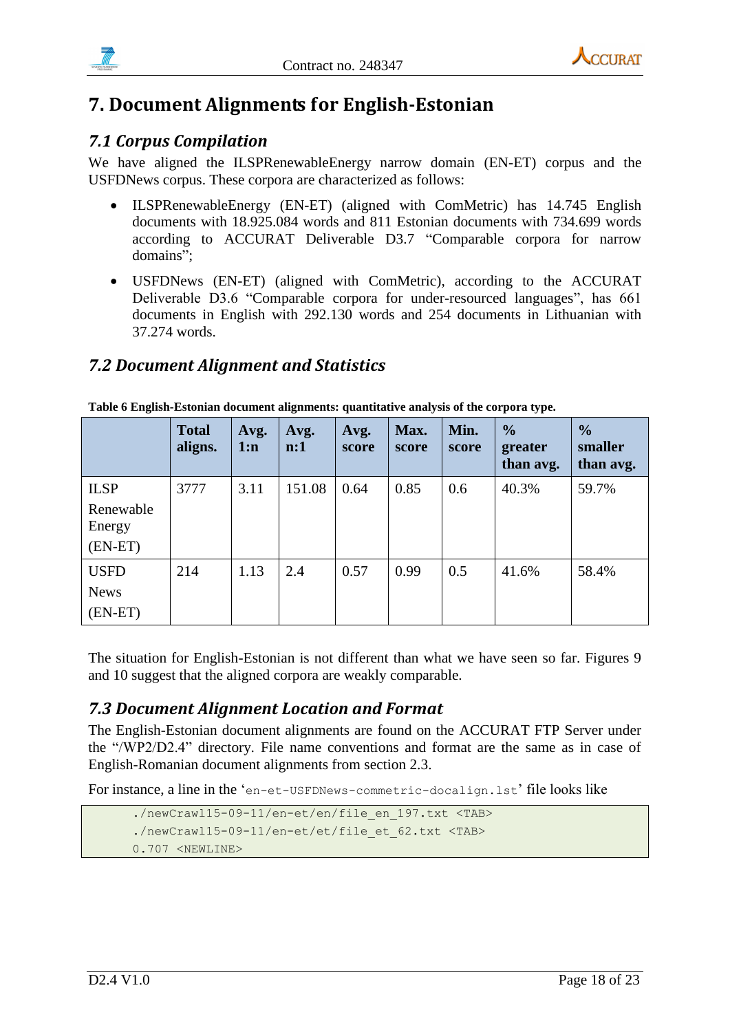# 7. Document Alignments for English-Estonian

## 7.1 Corpus Compilation

We have aligned the ILSPRenewableEnergy narrow domain (EN-ET) corpus and the USFDNews corpus. These corpora are characterized as follows:

- ILSPRenewableEnergy (EN-ET) (aligned with ComMetric) has 14.745 English documents with 18.925.084 words and 811 Estonian documents with 734.699 words according to ACCURAT Deliverable D3.7 "Comparable corpora for narrow domains";
- USFDNews (EN-ET) (aligned with ComMetric), according to the ACCURAT Deliverable D3.6 "Comparable corpora for under-resourced languages", has 661 documents in English with 292.130 words and 254 documents in Lithuanian with 37.274 words.

## 7.2 Document Alignment and Statistics

**Table 6 English-Estonian document alignments: quantitative analysis of the corpora type.**

| | Total aligns. | Avg. 1:n | Avg. n:1 | Avg. score | Max. score | Min. score | % greater than avg. | % smaller than avg. |
|---|---|---|---|---|---|---|---|---|
| ILSP Renewable Energy (EN-ET) | 3777 | 3.11 | 151.08 | 0.64 | 0.85 | 0.6 | 40.3% | 59.7% |
| USFD News (EN-ET) | 214 | 1.13 | 2.4 | 0.57 | 0.99 | 0.5 | 41.6% | 58.4% |

The situation for English-Estonian is not different than what we have seen so far. Figures 9 and 10 suggest that the aligned corpora are weakly comparable.

## 7.3 Document Alignment Location and Format

The English-Estonian document alignments are found on the ACCURAT FTP Server under the "/WP2/D2.4" directory. File name conventions and format are the same as in case of English-Romanian document alignments from section 2.3.

For instance, a line in the 'en-et-USFDNews-commetric-docalign.lst' file looks like

```
./newCrawl15-09-11/en-et/en/file_en_197.txt <TAB>
./newCrawl15-09-11/en-et/et/file_et_62.txt <TAB>
0.707 <NEWLINE>
```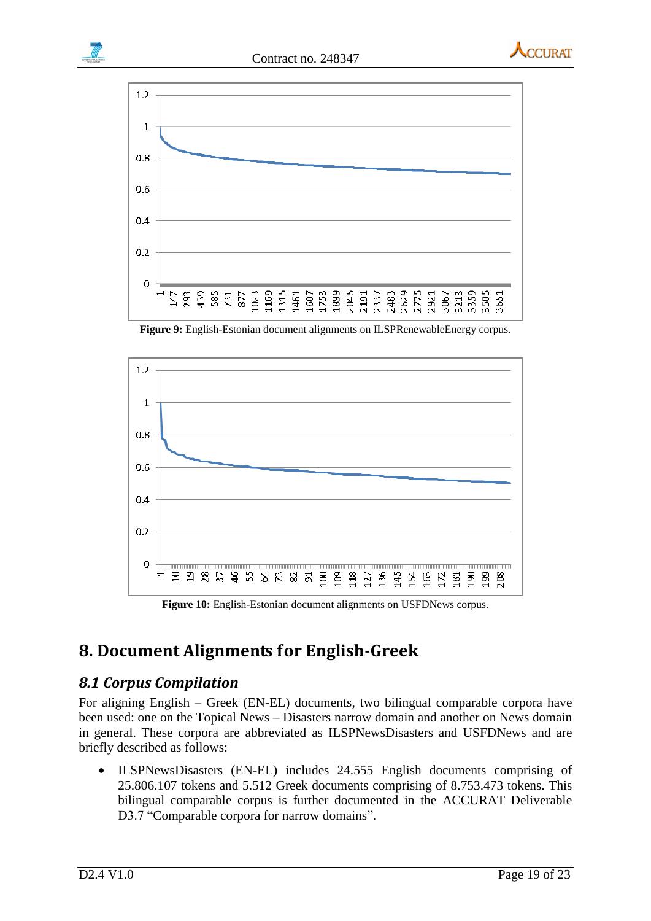Figure 9: English-Estonian document alignments on ILSPRenewableEnergy corpus.

Figure 10: English-Estonian document alignments on USFDNews corpus.

# 8. Document Alignments for English-Greek

## 8.1 Corpus Compilation

For aligning English – Greek (EN-EL) documents, two bilingual comparable corpora have been used: one on the Topical News – Disasters narrow domain and another on News domain in general. These corpora are abbreviated as ILSPNewsDisasters and USFDNews and are briefly described as follows:

- ILSPNewsDisasters (EN-EL) includes 24.555 English documents comprising of 25.806.107 tokens and 5.512 Greek documents comprising of 8.753.473 tokens. This bilingual comparable corpus is further documented in the ACCURAT Deliverable D3.7 "Comparable corpora for narrow domains".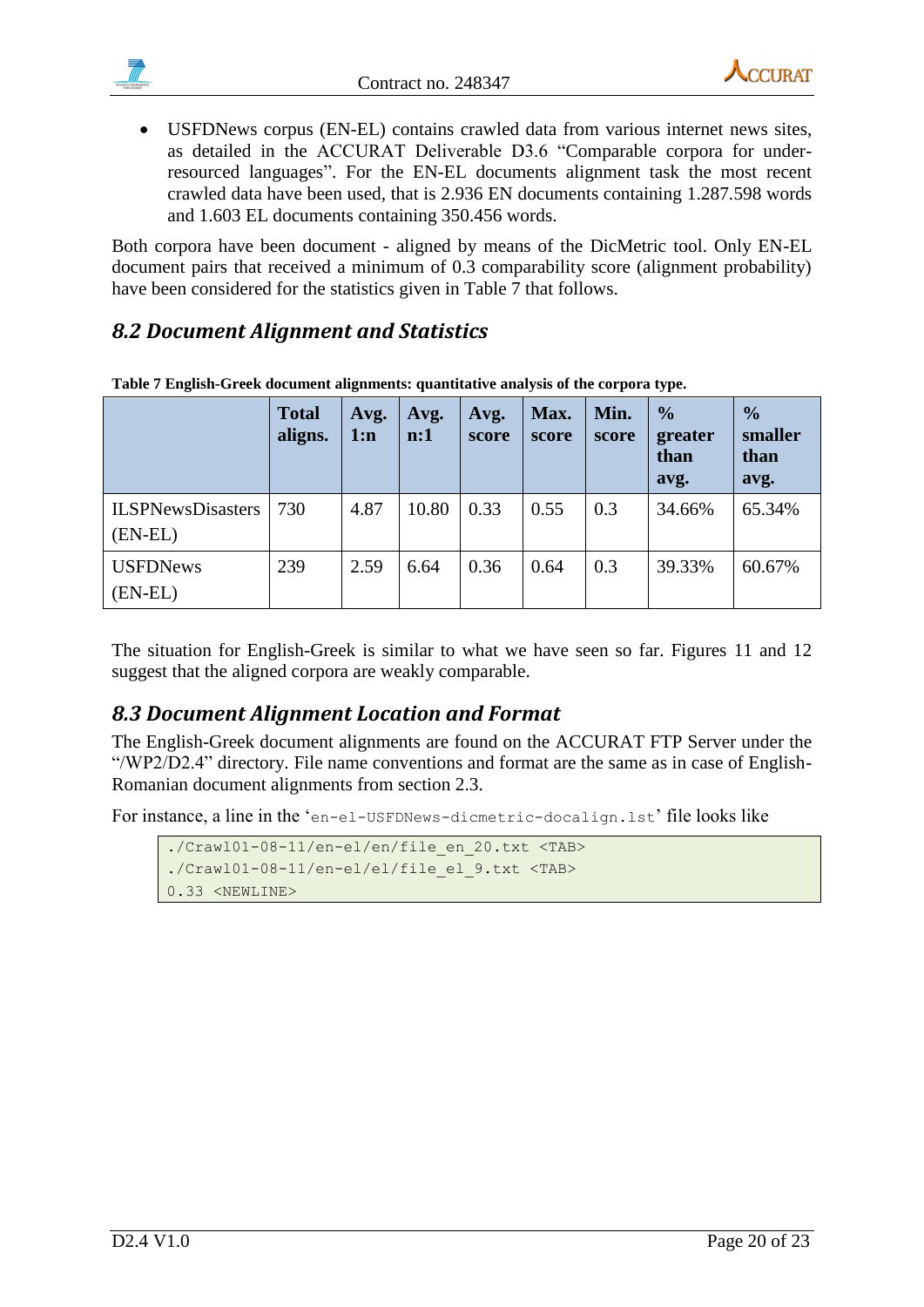- USFDNews corpus (EN-EL) contains crawled data from various internet news sites, as detailed in the ACCURAT Deliverable D3.6 "Comparable corpora for under-resourced languages". For the EN-EL documents alignment task the most recent crawled data have been used, that is 2.936 EN documents containing 1.287.598 words and 1.603 EL documents containing 350.456 words.

Both corpora have been document - aligned by means of the DicMetric tool. Only EN-EL document pairs that received a minimum of 0.3 comparability score (alignment probability) have been considered for the statistics given in Table 7 that follows.

## *8.2 Document Alignment and Statistics*

**Table 7 English-Greek document alignments: quantitative analysis of the corpora type.**

| | **Total aligns.** | **Avg. 1:n** | **Avg. n:1** | **Avg. score** | **Max. score** | **Min. score** | **% greater than avg.** | **% smaller than avg.** |
|---|---|---|---|---|---|---|---|---|
| ILSPNewsDisasters (EN-EL) | 730 | 4.87 | 10.80 | 0.33 | 0.55 | 0.3 | 34.66% | 65.34% |
| USFDNews (EN-EL) | 239 | 2.59 | 6.64 | 0.36 | 0.64 | 0.3 | 39.33% | 60.67% |

The situation for English-Greek is similar to what we have seen so far. Figures 11 and 12 suggest that the aligned corpora are weakly comparable.

## *8.3 Document Alignment Location and Format*

The English-Greek document alignments are found on the ACCURAT FTP Server under the "/WP2/D2.4" directory. File name conventions and format are the same as in case of English-Romanian document alignments from section 2.3.

For instance, a line in the 'en-el-USFDNews-dicmetric-docalign.lst' file looks like

```
./Crawl01-08-11/en-el/en/file_en_20.txt <TAB>
./Crawl01-08-11/en-el/el/file_el_9.txt <TAB>
0.33 <NEWLINE>
```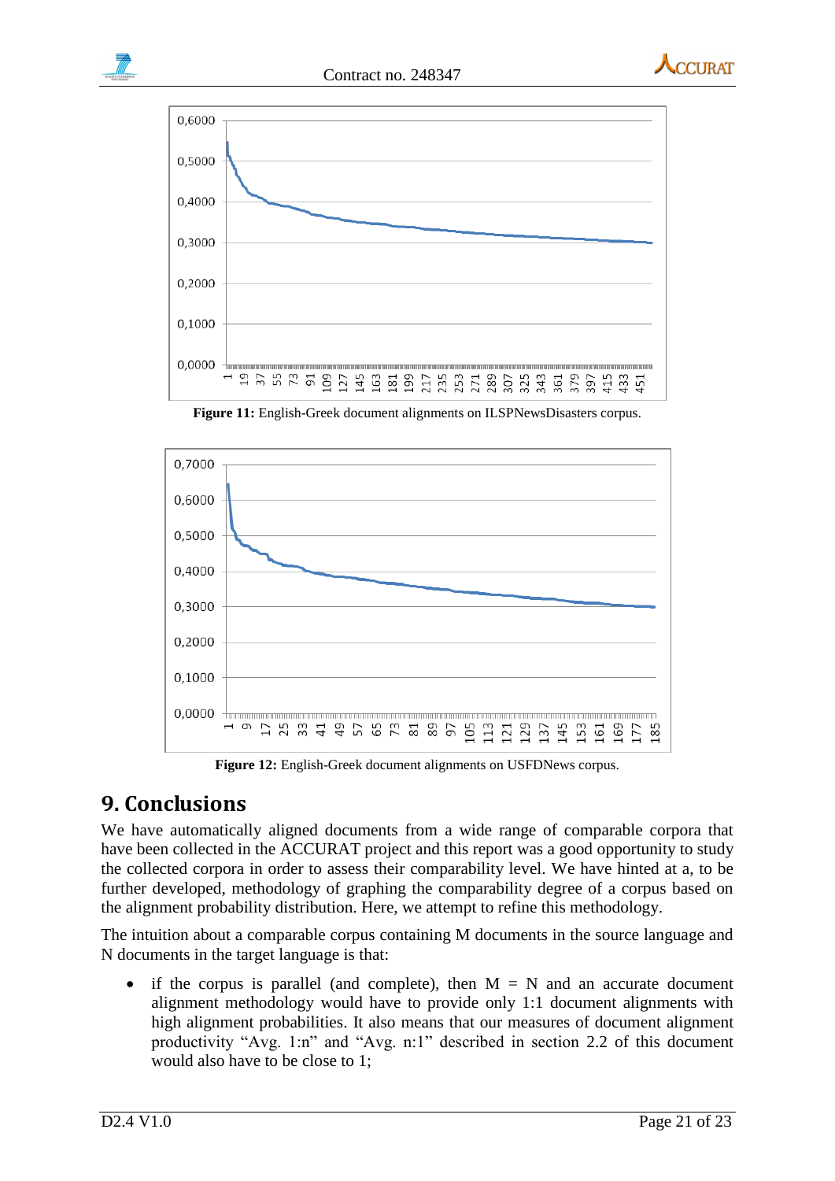Figure 11: English-Greek document alignments on ILSPNewsDisasters corpus.

Figure 12: English-Greek document alignments on USFDNews corpus.

# 9. Conclusions

We have automatically aligned documents from a wide range of comparable corpora that have been collected in the ACCURAT project and this report was a good opportunity to study the collected corpora in order to assess their comparability level. We have hinted at a, to be further developed, methodology of graphing the comparability degree of a corpus based on the alignment probability distribution. Here, we attempt to refine this methodology.

The intuition about a comparable corpus containing M documents in the source language and N documents in the target language is that:

- if the corpus is parallel (and complete), then M = N and an accurate document alignment methodology would have to provide only 1:1 document alignments with high alignment probabilities. It also means that our measures of document alignment productivity "Avg. 1:n" and "Avg. n:1" described in section 2.2 of this document would also have to be close to 1;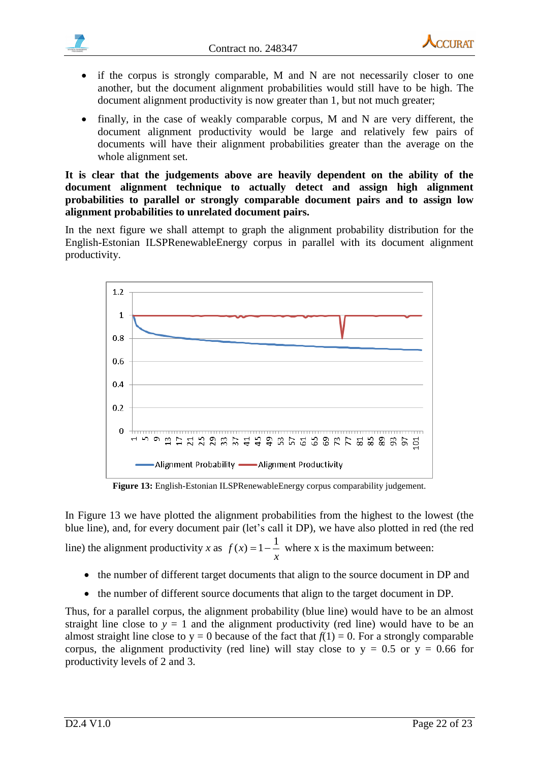- if the corpus is strongly comparable, M and N are not necessarily closer to one another, but the document alignment probabilities would still have to be high. The document alignment productivity is now greater than 1, but not much greater;
- finally, in the case of weakly comparable corpus, M and N are very different, the document alignment productivity would be large and relatively few pairs of documents will have their alignment probabilities greater than the average on the whole alignment set.

**It is clear that the judgements above are heavily dependent on the ability of the document alignment technique to actually detect and assign high alignment probabilities to parallel or strongly comparable document pairs and to assign low alignment probabilities to unrelated document pairs.**

In the next figure we shall attempt to graph the alignment probability distribution for the English-Estonian ILSPRenewableEnergy corpus in parallel with its document alignment productivity.

**Figure 13:** English-Estonian ILSPRenewableEnergy corpus comparability judgement.

In Figure 13 we have plotted the alignment probabilities from the highest to the lowest (the blue line), and, for every document pair (let's call it DP), we have also plotted in red (the red line) the alignment productivity $x$ as $f(x) = 1 - \frac{1}{x}$ where x is the maximum between:

- the number of different target documents that align to the source document in DP and
- the number of different source documents that align to the target document in DP.

Thus, for a parallel corpus, the alignment probability (blue line) would have to be an almost straight line close to $y = 1$ and the alignment productivity (red line) would have to be an almost straight line close to $y = 0$ because of the fact that $f(1) = 0$. For a strongly comparable corpus, the alignment productivity (red line) will stay close to $y = 0.5$ or $y = 0.66$ for productivity levels of 2 and 3.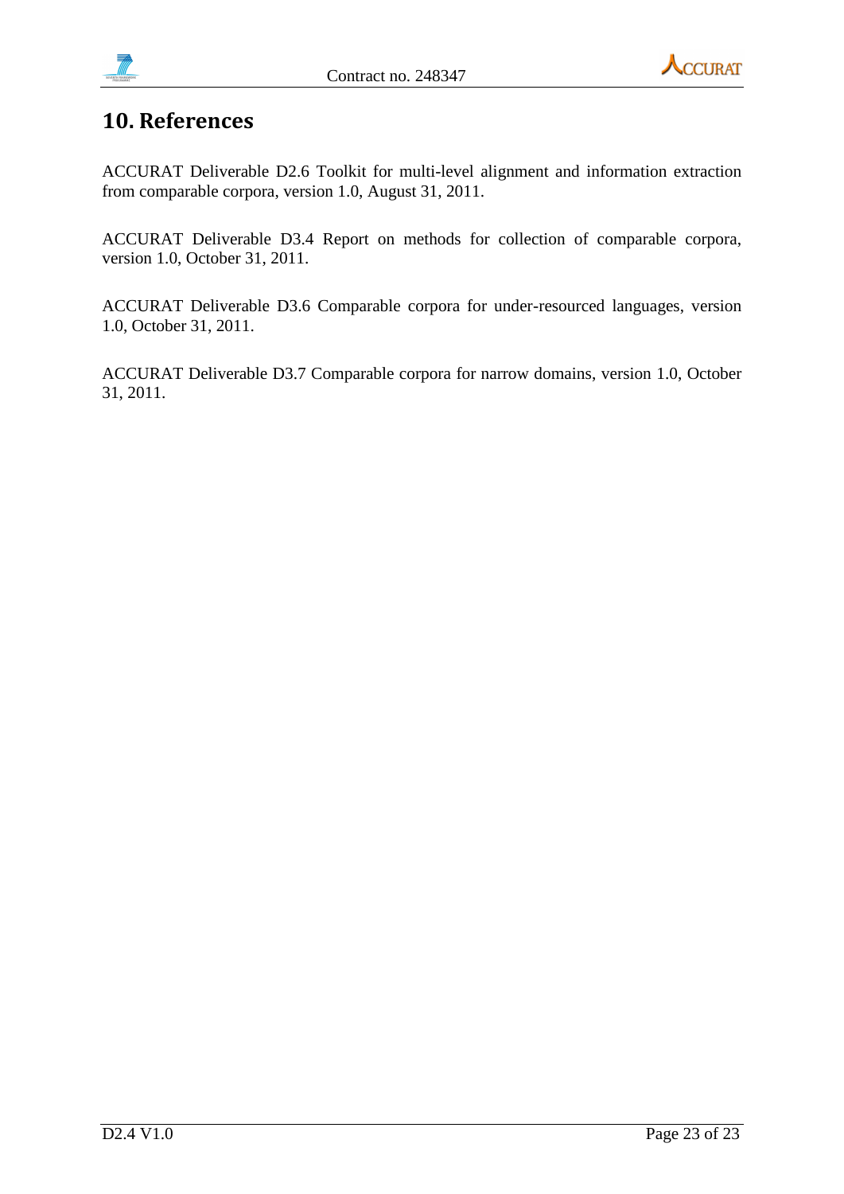# 10. References

ACCURAT Deliverable D2.6 Toolkit for multi-level alignment and information extraction from comparable corpora, version 1.0, August 31, 2011.

ACCURAT Deliverable D3.4 Report on methods for collection of comparable corpora, version 1.0, October 31, 2011.

ACCURAT Deliverable D3.6 Comparable corpora for under-resourced languages, version 1.0, October 31, 2011.

ACCURAT Deliverable D3.7 Comparable corpora for narrow domains, version 1.0, October 31, 2011.